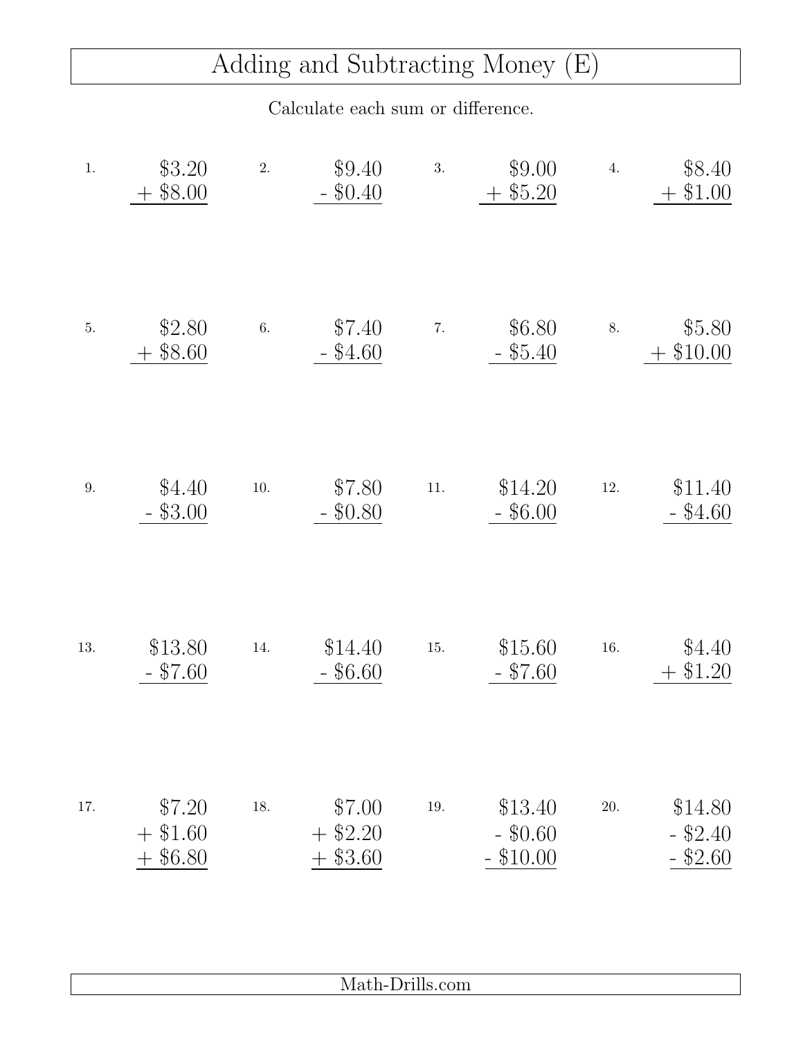# Adding and Subtracting Money (E)

Calculate each sum or difference.

1. $3.20 + $8.00

2. $9.40 - $0.40

3. $9.00 + $5.20

4. $8.40 + $1.00

5. $2.80 + $8.60

6. $7.40 - $4.60

7. $6.80 - $5.40

8. $5.80 + $10.00

9. $4.40 - $3.00

10. $7.80 - $0.80

11. $14.20 - $6.00

12. $11.40 - $4.60

13. $13.80 - $7.60

14. $14.40 - $6.60

15. $15.60 - $7.60

16. $4.40 + $1.20

17. $7.20 + $1.60 + $6.80

18. $7.00 + $2.20 + $3.60

19. $13.40 - $0.60 - $10.00

20. $14.80 - $2.40 - $2.60

Math-Drills.com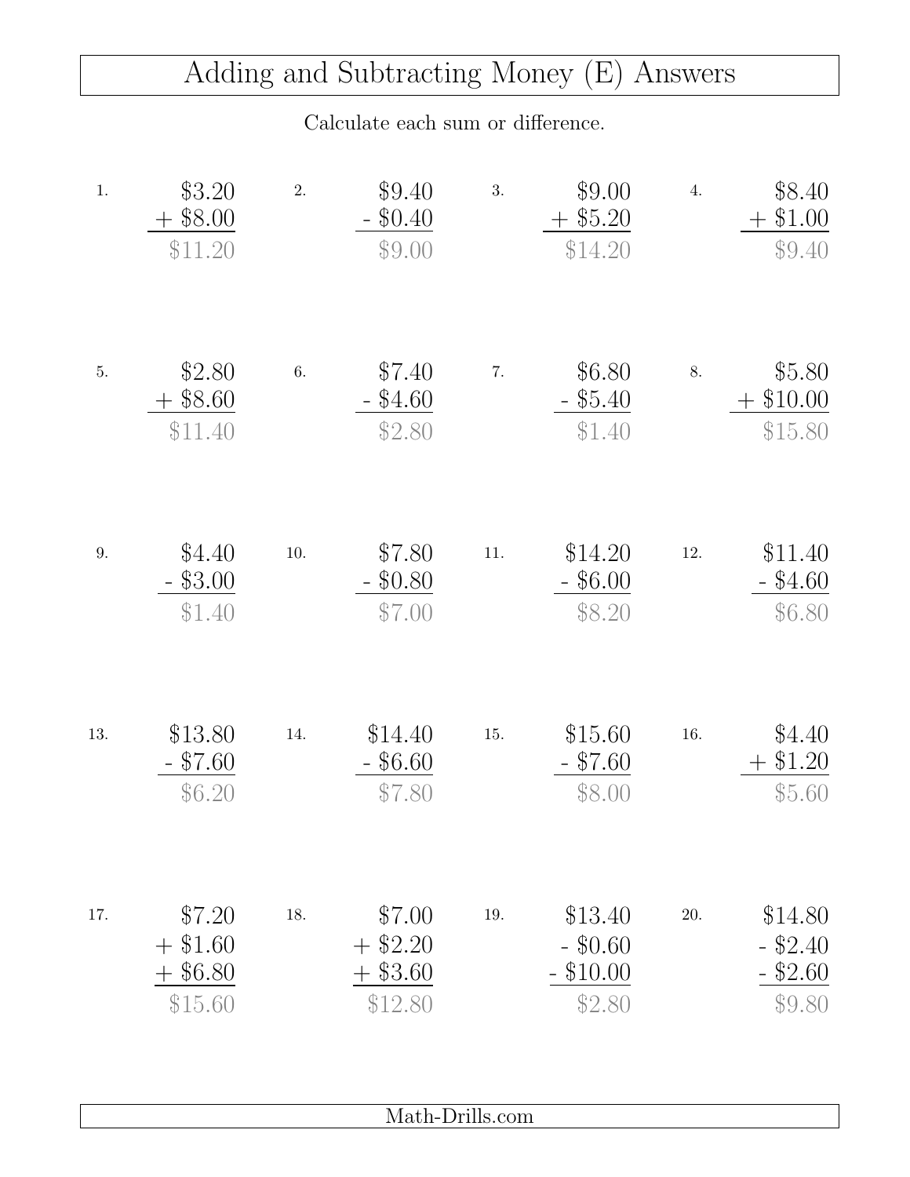# Adding and Subtracting Money (E) Answers

Calculate each sum or difference.

1. $3.20 + $8.00 = $11.20

2. $9.40 - $0.40 = $9.00

3. $9.00 + $5.20 = $14.20

4. $8.40 + $1.00 = $9.40

5. $2.80 + $8.60 = $11.40

6. $7.40 - $4.60 = $2.80

7. $6.80 - $5.40 = $1.40

8. $5.80 + $10.00 = $15.80

9. $4.40 - $3.00 = $1.40

10. $7.80 - $0.80 = $7.00

11. $14.20 - $6.00 = $8.20

12. $11.40 - $4.60 = $6.80

13. $13.80 - $7.60 = $6.20

14. $14.40 - $6.60 = $7.80

15. $15.60 - $7.60 = $8.00

16. $4.40 + $1.20 = $5.60

17. $7.20 + $1.60 + $6.80 = $15.60

18. $7.00 + $2.20 + $3.60 = $12.80

19. $13.40 - $0.60 - $10.00 = $2.80

20. $14.80 - $2.40 - $2.60 = $9.80

Math-Drills.com